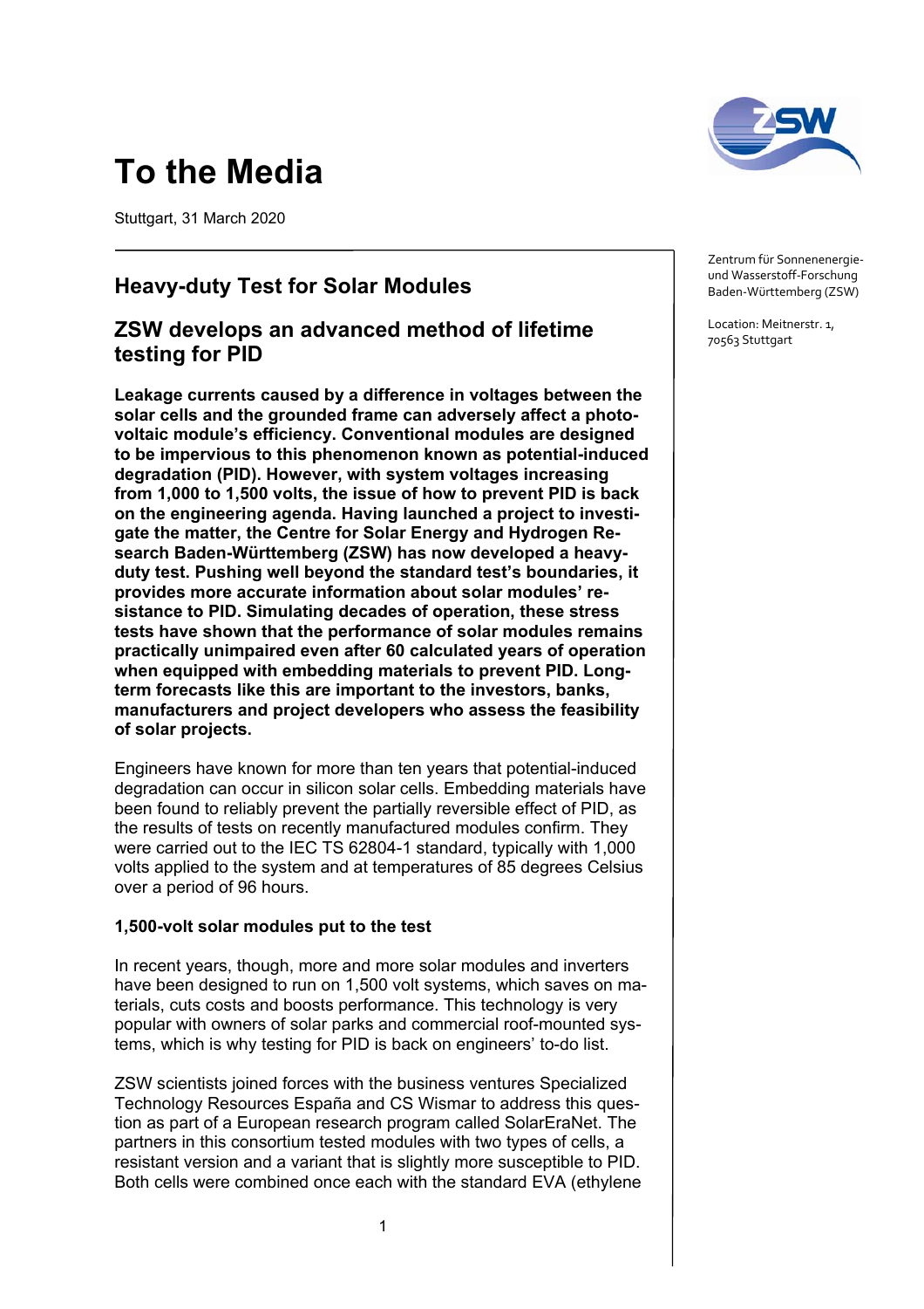# To the Media

Stuttgart, 31 March 2020

Zentrum für Sonnenenergie- und Wasserstoff-Forschung Baden-Württemberg (ZSW)

Location: Meitnerstr. 1, 70563 Stuttgart

## Heavy-duty Test for Solar Modules

## ZSW develops an advanced method of lifetime testing for PID

**Leakage currents caused by a difference in voltages between the solar cells and the grounded frame can adversely affect a photovoltaic module's efficiency. Conventional modules are designed to be impervious to this phenomenon known as potential-induced degradation (PID). However, with system voltages increasing from 1,000 to 1,500 volts, the issue of how to prevent PID is back on the engineering agenda. Having launched a project to investigate the matter, the Centre for Solar Energy and Hydrogen Research Baden-Württemberg (ZSW) has now developed a heavy-duty test. Pushing well beyond the standard test's boundaries, it provides more accurate information about solar modules' resistance to PID. Simulating decades of operation, these stress tests have shown that the performance of solar modules remains practically unimpaired even after 60 calculated years of operation when equipped with embedding materials to prevent PID. Long-term forecasts like this are important to the investors, banks, manufacturers and project developers who assess the feasibility of solar projects.**

Engineers have known for more than ten years that potential-induced degradation can occur in silicon solar cells. Embedding materials have been found to reliably prevent the partially reversible effect of PID, as the results of tests on recently manufactured modules confirm. They were carried out to the IEC TS 62804-1 standard, typically with 1,000 volts applied to the system and at temperatures of 85 degrees Celsius over a period of 96 hours.

### 1,500-volt solar modules put to the test

In recent years, though, more and more solar modules and inverters have been designed to run on 1,500 volt systems, which saves on materials, cuts costs and boosts performance. This technology is very popular with owners of solar parks and commercial roof-mounted systems, which is why testing for PID is back on engineers' to-do list.

ZSW scientists joined forces with the business ventures Specialized Technology Resources España and CS Wismar to address this question as part of a European research program called SolarEraNet. The partners in this consortium tested modules with two types of cells, a resistant version and a variant that is slightly more susceptible to PID. Both cells were combined once each with the standard EVA (ethylene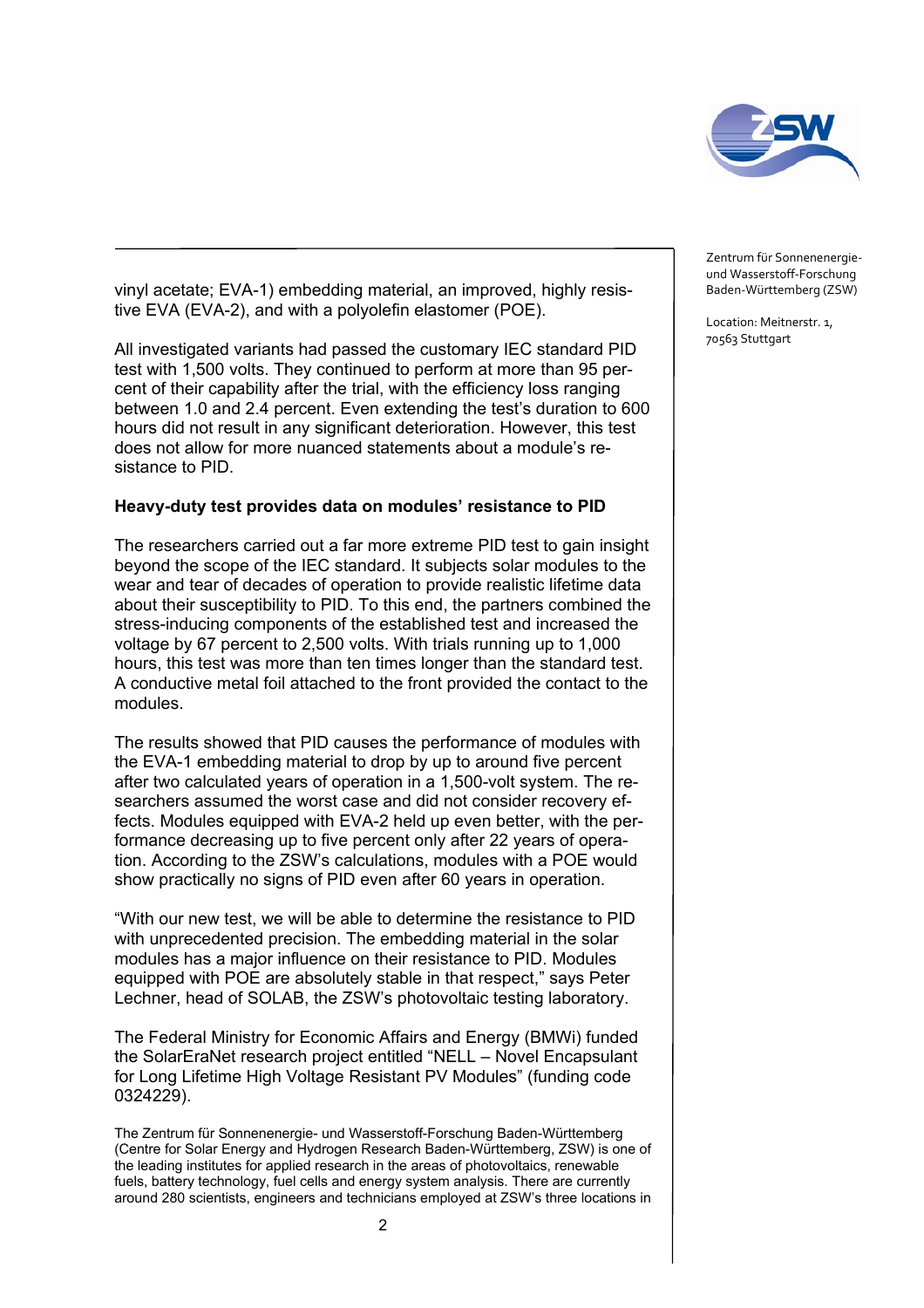vinyl acetate; EVA-1) embedding material, an improved, highly resistive EVA (EVA-2), and with a polyolefin elastomer (POE).

All investigated variants had passed the customary IEC standard PID test with 1,500 volts. They continued to perform at more than 95 percent of their capability after the trial, with the efficiency loss ranging between 1.0 and 2.4 percent. Even extending the test's duration to 600 hours did not result in any significant deterioration. However, this test does not allow for more nuanced statements about a module's resistance to PID.

**Heavy-duty test provides data on modules' resistance to PID**

The researchers carried out a far more extreme PID test to gain insight beyond the scope of the IEC standard. It subjects solar modules to the wear and tear of decades of operation to provide realistic lifetime data about their susceptibility to PID. To this end, the partners combined the stress-inducing components of the established test and increased the voltage by 67 percent to 2,500 volts. With trials running up to 1,000 hours, this test was more than ten times longer than the standard test. A conductive metal foil attached to the front provided the contact to the modules.

The results showed that PID causes the performance of modules with the EVA-1 embedding material to drop by up to around five percent after two calculated years of operation in a 1,500-volt system. The researchers assumed the worst case and did not consider recovery effects. Modules equipped with EVA-2 held up even better, with the performance decreasing up to five percent only after 22 years of operation. According to the ZSW's calculations, modules with a POE would show practically no signs of PID even after 60 years in operation.

"With our new test, we will be able to determine the resistance to PID with unprecedented precision. The embedding material in the solar modules has a major influence on their resistance to PID. Modules equipped with POE are absolutely stable in that respect," says Peter Lechner, head of SOLAB, the ZSW's photovoltaic testing laboratory.

The Federal Ministry for Economic Affairs and Energy (BMWi) funded the SolarEraNet research project entitled "NELL – Novel Encapsulant for Long Lifetime High Voltage Resistant PV Modules" (funding code 0324229).

The Zentrum für Sonnenenergie- und Wasserstoff-Forschung Baden-Württemberg (Centre for Solar Energy and Hydrogen Research Baden-Württemberg, ZSW) is one of the leading institutes for applied research in the areas of photovoltaics, renewable fuels, battery technology, fuel cells and energy system analysis. There are currently around 280 scientists, engineers and technicians employed at ZSW's three locations in

Zentrum für Sonnenenergie- und Wasserstoff-Forschung Baden-Württemberg (ZSW)

Location: Meitnerstr. 1, 70563 Stuttgart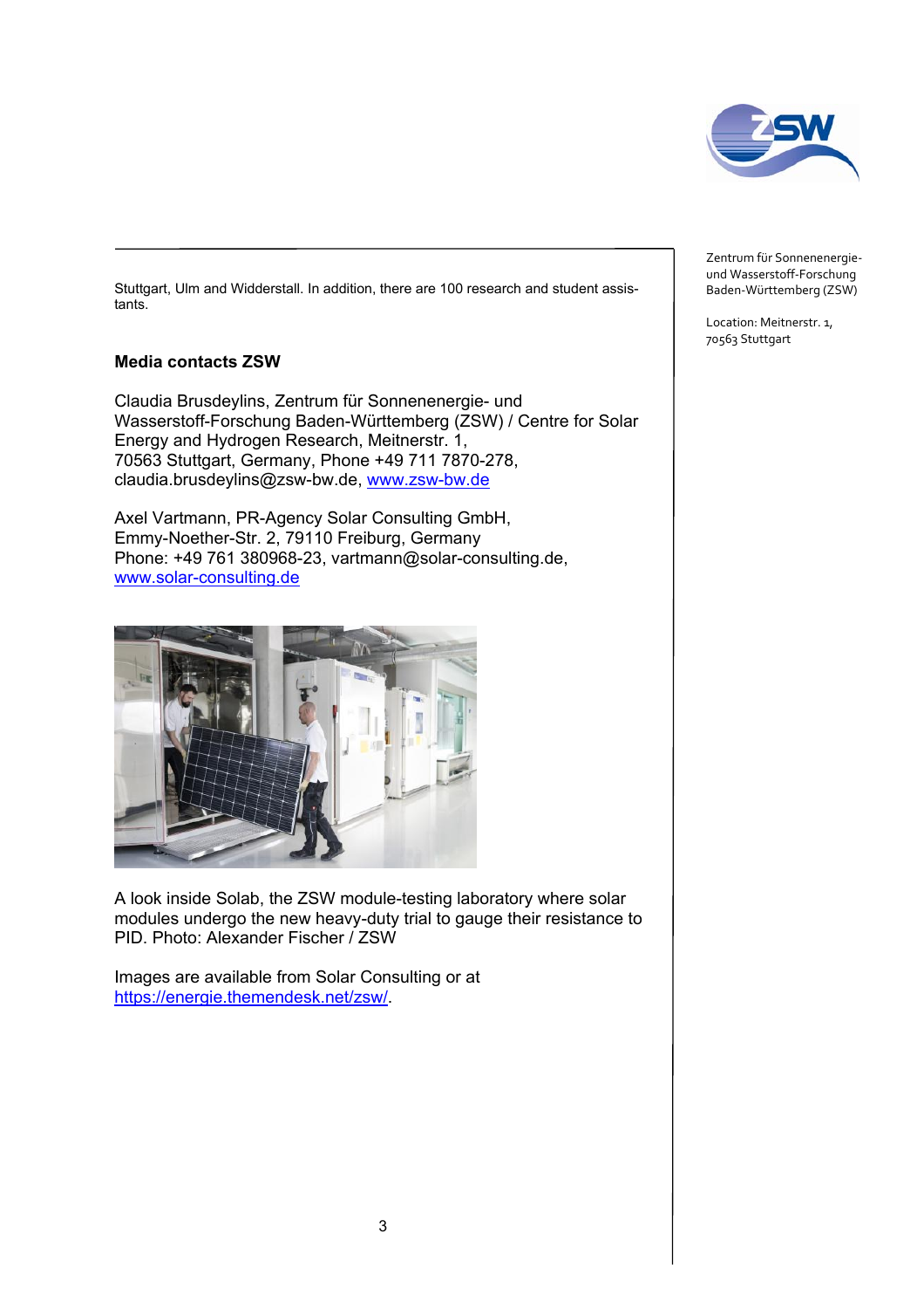Stuttgart, Ulm and Widderstall. In addition, there are 100 research and student assistants.

**Media contacts ZSW**

Claudia Brusdeylins, Zentrum für Sonnenenergie- und Wasserstoff-Forschung Baden-Württemberg (ZSW) / Centre for Solar Energy and Hydrogen Research, Meitnerstr. 1, 70563 Stuttgart, Germany, Phone +49 711 7870-278, claudia.brusdeylins@zsw-bw.de, www.zsw-bw.de

Axel Vartmann, PR-Agency Solar Consulting GmbH, Emmy-Noether-Str. 2, 79110 Freiburg, Germany
Phone: +49 761 380968-23, vartmann@solar-consulting.de, www.solar-consulting.de

A look inside Solab, the ZSW module-testing laboratory where solar modules undergo the new heavy-duty trial to gauge their resistance to PID. Photo: Alexander Fischer / ZSW

Images are available from Solar Consulting or at https://energie.themendesk.net/zsw/.

Zentrum für Sonnenenergie- und Wasserstoff-Forschung Baden-Württemberg (ZSW)

Location: Meitnerstr. 1, 70563 Stuttgart